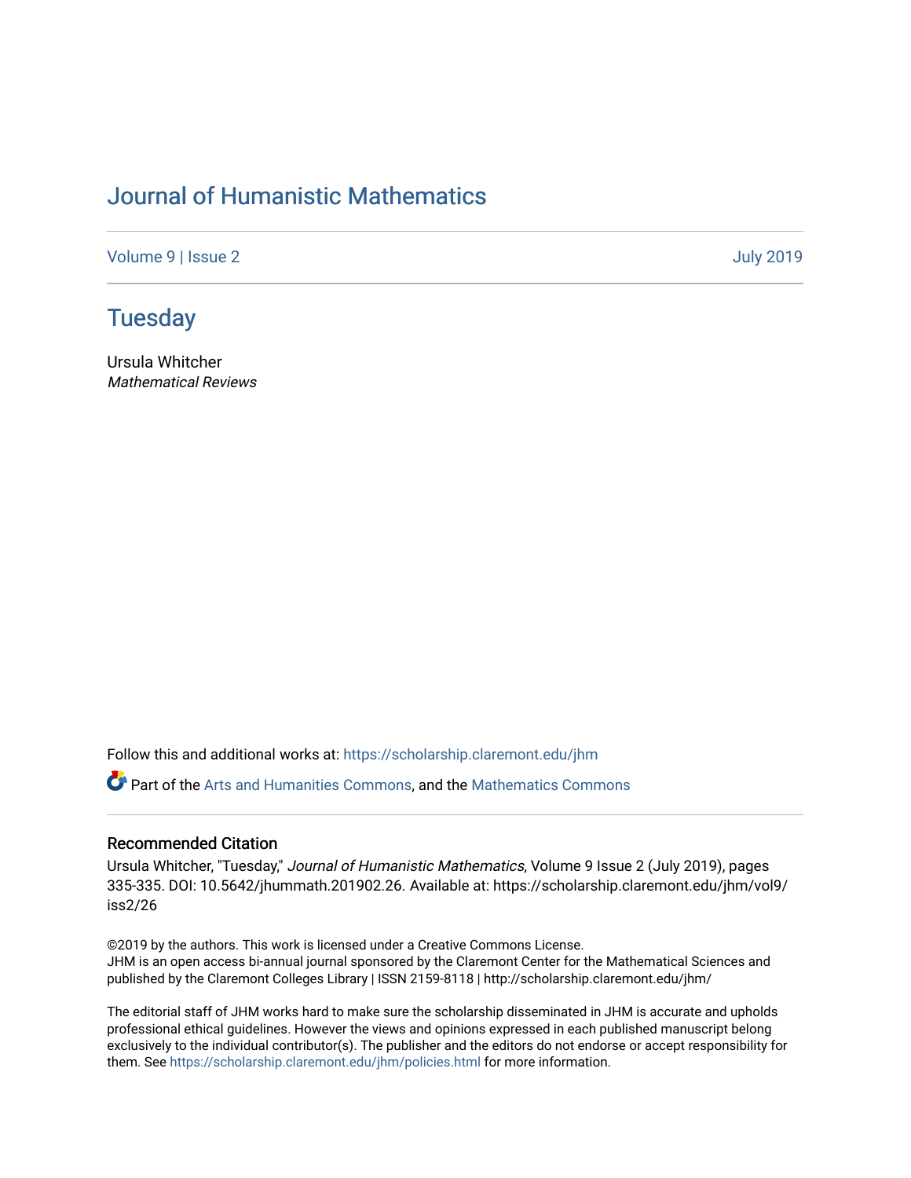# Journal of Humanistic Mathematics

Volume 9 | Issue 2 July 2019

## Tuesday

Ursula Whitcher
*Mathematical Reviews*

Follow this and additional works at: https://scholarship.claremont.edu/jhm

Part of the Arts and Humanities Commons, and the Mathematics Commons

### Recommended Citation

Ursula Whitcher, "Tuesday," *Journal of Humanistic Mathematics*, Volume 9 Issue 2 (July 2019), pages 335-335. DOI: 10.5642/jhummath.201902.26. Available at: https://scholarship.claremont.edu/jhm/vol9/iss2/26

©2019 by the authors. This work is licensed under a Creative Commons License.
JHM is an open access bi-annual journal sponsored by the Claremont Center for the Mathematical Sciences and published by the Claremont Colleges Library | ISSN 2159-8118 | http://scholarship.claremont.edu/jhm/

The editorial staff of JHM works hard to make sure the scholarship disseminated in JHM is accurate and upholds professional ethical guidelines. However the views and opinions expressed in each published manuscript belong exclusively to the individual contributor(s). The publisher and the editors do not endorse or accept responsibility for them. See https://scholarship.claremont.edu/jhm/policies.html for more information.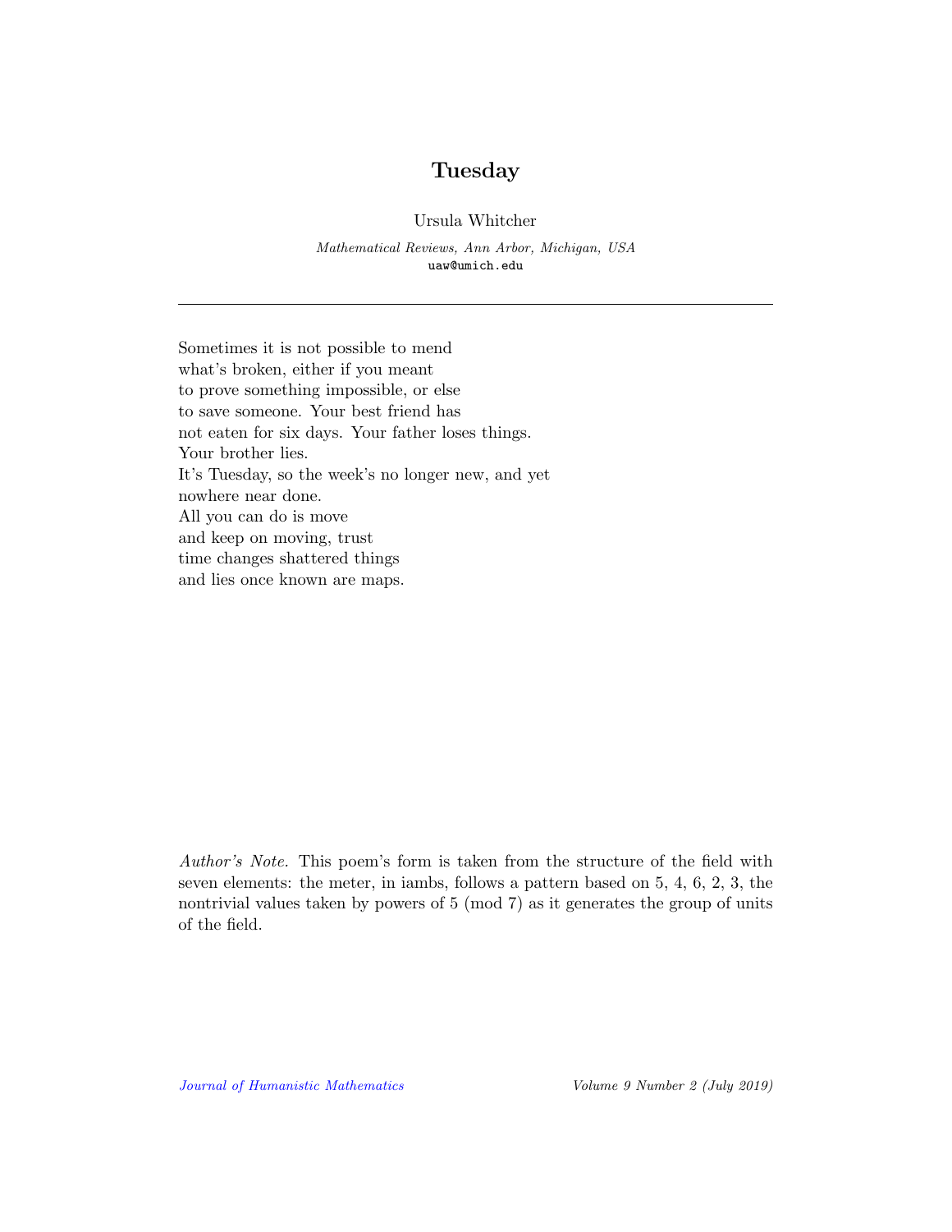# Tuesday

Ursula Whitcher

*Mathematical Reviews, Ann Arbor, Michigan, USA*
uaw@umich.edu

---

Sometimes it is not possible to mend
what's broken, either if you meant
to prove something impossible, or else
to save someone. Your best friend has
not eaten for six days. Your father loses things.
Your brother lies.
It's Tuesday, so the week's no longer new, and yet
nowhere near done.
All you can do is move
and keep on moving, trust
time changes shattered things
and lies once known are maps.

*Author's Note.* This poem's form is taken from the structure of the field with seven elements: the meter, in iambs, follows a pattern based on 5, 4, 6, 2, 3, the nontrivial values taken by powers of 5 (mod 7) as it generates the group of units of the field.